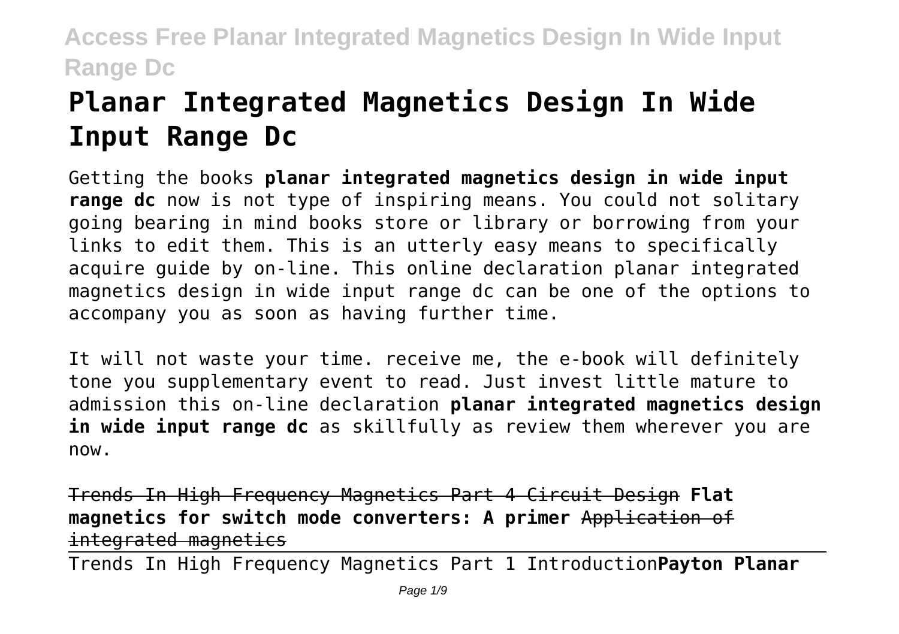# Planar Integrated Magnetics Design In Wide Input Range Dc

Getting the books **planar integrated magnetics design in wide input range dc** now is not type of inspiring means. You could not solitary going bearing in mind books store or library or borrowing from your links to edit them. This is an utterly easy means to specifically acquire guide by on-line. This online declaration planar integrated magnetics design in wide input range dc can be one of the options to accompany you as soon as having further time.

It will not waste your time. receive me, the e-book will definitely tone you supplementary event to read. Just invest little mature to admission this on-line declaration **planar integrated magnetics design in wide input range dc** as skillfully as review them wherever you are now.

Trends In High Frequency Magnetics Part 4 Circuit Design **Flat magnetics for switch mode converters: A primer** Application of integrated magnetics

Trends In High Frequency Magnetics Part 1 Introduction**Payton Planar**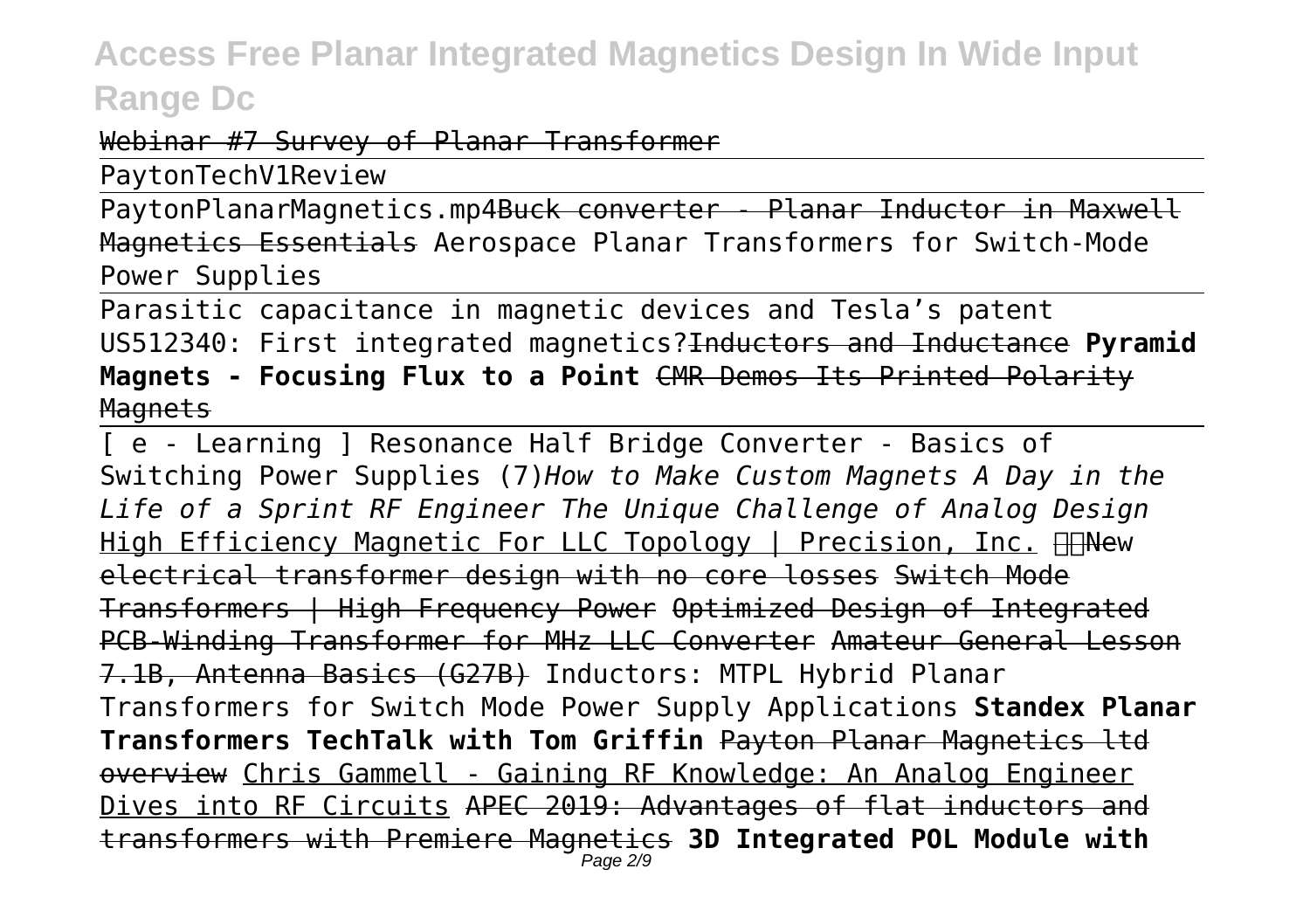Webinar #7 Survey of Planar Transformer

PaytonTechV1Review

PaytonPlanarMagnetics.mp4Buck converter - Planar Inductor in Maxwell Magnetics Essentials Aerospace Planar Transformers for Switch-Mode Power Supplies

Parasitic capacitance in magnetic devices and Tesla's patent US512340: First integrated magnetics?Inductors and Inductance **Pyramid Magnets - Focusing Flux to a Point** CMR Demos Its Printed Polarity Magnets

[ e - Learning ] Resonance Half Bridge Converter - Basics of Switching Power Supplies (7)*How to Make Custom Magnets A Day in the Life of a Sprint RF Engineer The Unique Challenge of Analog Design* High Efficiency Magnetic For LLC Topology | Precision, Inc. New electrical transformer design with no core losses Switch Mode Transformers | High Frequency Power Optimized Design of Integrated PCB-Winding Transformer for MHz LLC Converter Amateur General Lesson 7.1B, Antenna Basics (G27B) Inductors: MTPL Hybrid Planar Transformers for Switch Mode Power Supply Applications **Standex Planar Transformers TechTalk with Tom Griffin** Payton Planar Magnetics ltd overview Chris Gammell - Gaining RF Knowledge: An Analog Engineer Dives into RF Circuits APEC 2019: Advantages of flat inductors and transformers with Premiere Magnetics **3D Integrated POL Module with**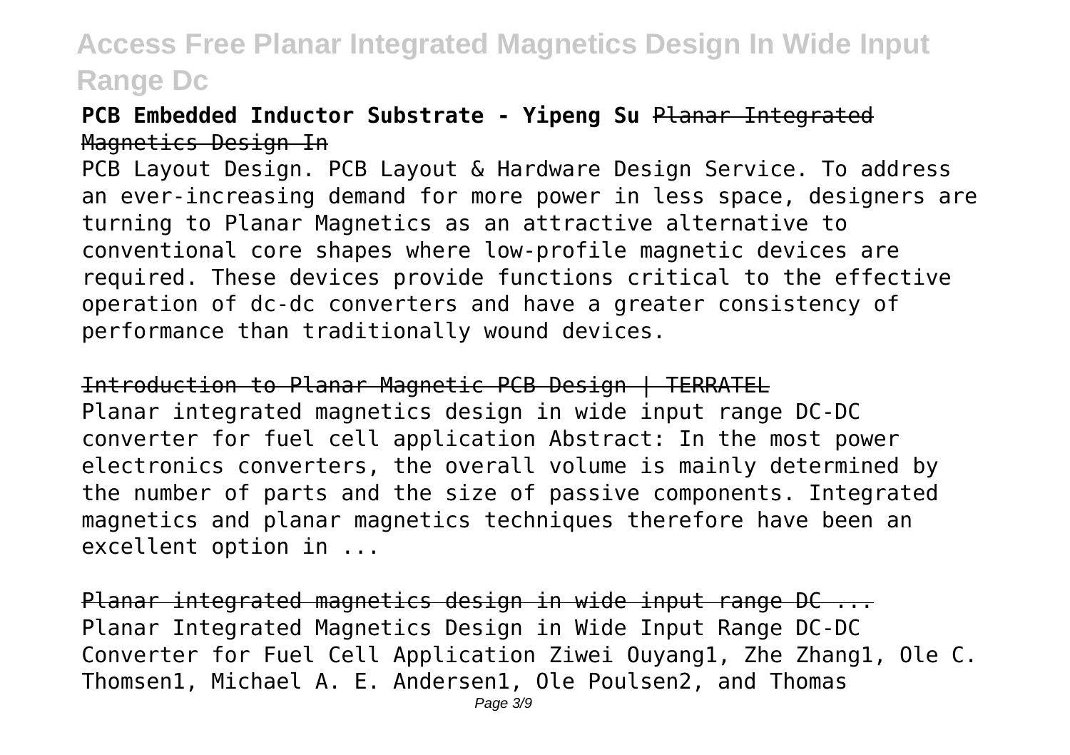**PCB Embedded Inductor Substrate - Yipeng Su** Planar Integrated Magnetics Design In

PCB Layout Design. PCB Layout & Hardware Design Service. To address an ever-increasing demand for more power in less space, designers are turning to Planar Magnetics as an attractive alternative to conventional core shapes where low-profile magnetic devices are required. These devices provide functions critical to the effective operation of dc-dc converters and have a greater consistency of performance than traditionally wound devices.

Introduction to Planar Magnetic PCB Design | TERRATEL

Planar integrated magnetics design in wide input range DC-DC converter for fuel cell application Abstract: In the most power electronics converters, the overall volume is mainly determined by the number of parts and the size of passive components. Integrated magnetics and planar magnetics techniques therefore have been an excellent option in ...

Planar integrated magnetics design in wide input range DC ...

Planar Integrated Magnetics Design in Wide Input Range DC-DC Converter for Fuel Cell Application Ziwei Ouyang1, Zhe Zhang1, Ole C. Thomsen1, Michael A. E. Andersen1, Ole Poulsen2, and Thomas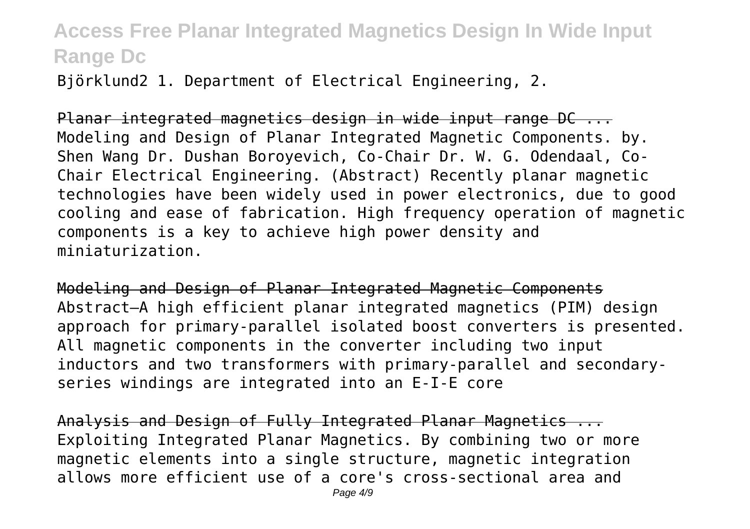Björklund2 1. Department of Electrical Engineering, 2.

Planar integrated magnetics design in wide input range DC ...
Modeling and Design of Planar Integrated Magnetic Components. by. Shen Wang Dr. Dushan Boroyevich, Co-Chair Dr. W. G. Odendaal, Co-Chair Electrical Engineering. (Abstract) Recently planar magnetic technologies have been widely used in power electronics, due to good cooling and ease of fabrication. High frequency operation of magnetic components is a key to achieve high power density and miniaturization.

Modeling and Design of Planar Integrated Magnetic Components
Abstract—A high efficient planar integrated magnetics (PIM) design approach for primary-parallel isolated boost converters is presented. All magnetic components in the converter including two input inductors and two transformers with primary-parallel and secondary-series windings are integrated into an E-I-E core

Analysis and Design of Fully Integrated Planar Magnetics ...
Exploiting Integrated Planar Magnetics. By combining two or more magnetic elements into a single structure, magnetic integration allows more efficient use of a core's cross-sectional area and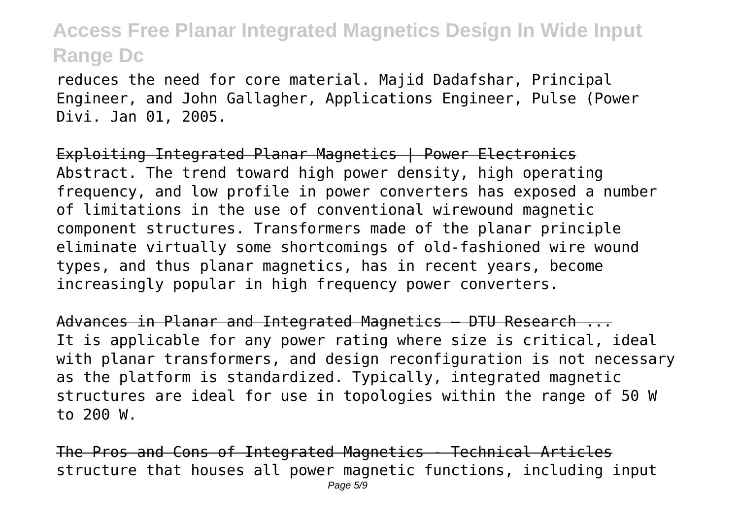reduces the need for core material. Majid Dadafshar, Principal Engineer, and John Gallagher, Applications Engineer, Pulse (Power Divi. Jan 01, 2005.

~~Exploiting Integrated Planar Magnetics | Power Electronics~~

Abstract. The trend toward high power density, high operating frequency, and low profile in power converters has exposed a number of limitations in the use of conventional wirewound magnetic component structures. Transformers made of the planar principle eliminate virtually some shortcomings of old-fashioned wire wound types, and thus planar magnetics, has in recent years, become increasingly popular in high frequency power converters.

~~Advances in Planar and Integrated Magnetics — DTU Research ...~~

It is applicable for any power rating where size is critical, ideal with planar transformers, and design reconfiguration is not necessary as the platform is standardized. Typically, integrated magnetic structures are ideal for use in topologies within the range of 50 W to 200 W.

~~The Pros and Cons of Integrated Magnetics - Technical Articles~~

structure that houses all power magnetic functions, including input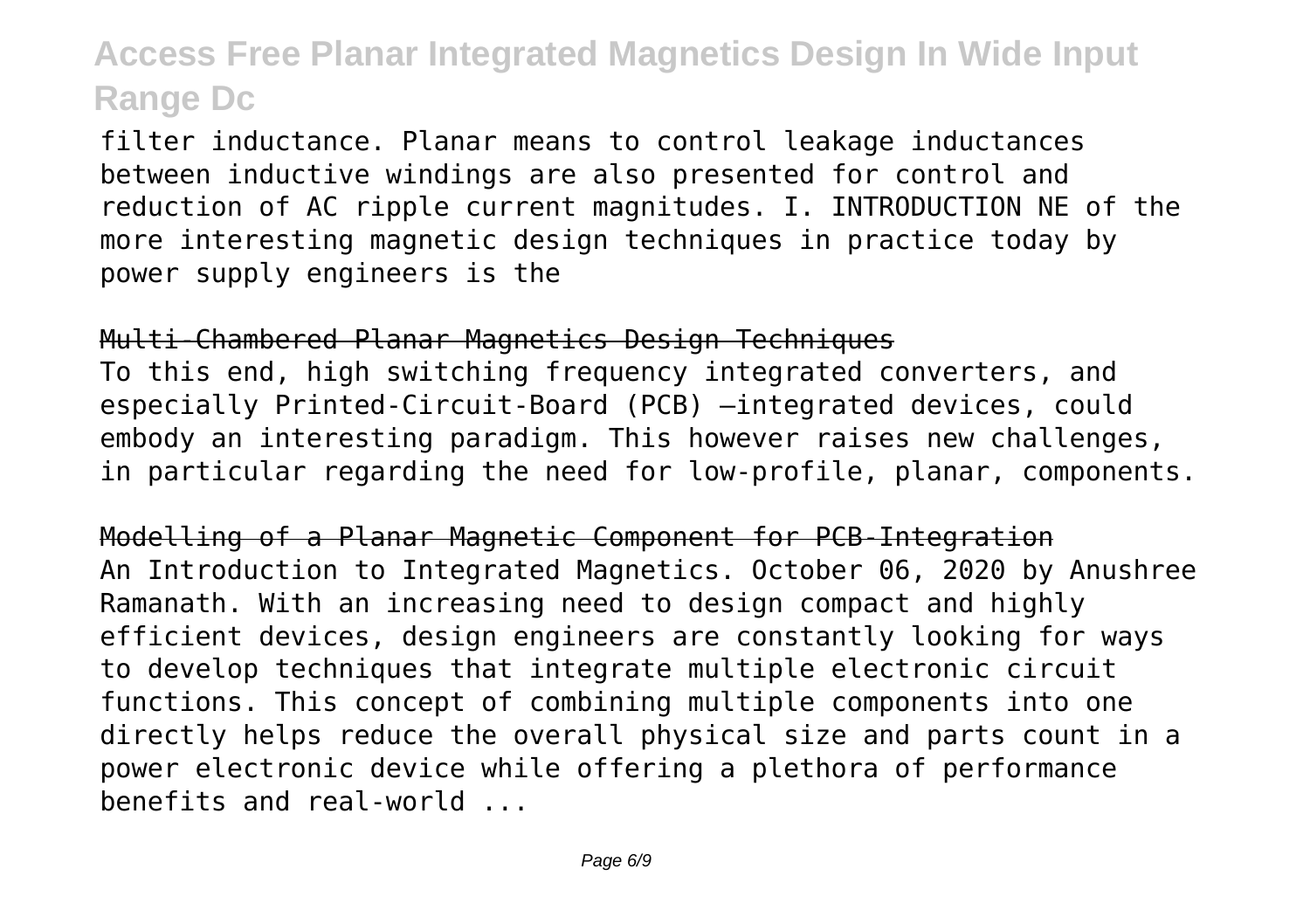filter inductance. Planar means to control leakage inductances between inductive windings are also presented for control and reduction of AC ripple current magnitudes. I. INTRODUCTION NE of the more interesting magnetic design techniques in practice today by power supply engineers is the

## Multi-Chambered Planar Magnetics Design Techniques

To this end, high switching frequency integrated converters, and especially Printed-Circuit-Board (PCB) –integrated devices, could embody an interesting paradigm. This however raises new challenges, in particular regarding the need for low-profile, planar, components.

## Modelling of a Planar Magnetic Component for PCB-Integration

An Introduction to Integrated Magnetics. October 06, 2020 by Anushree Ramanath. With an increasing need to design compact and highly efficient devices, design engineers are constantly looking for ways to develop techniques that integrate multiple electronic circuit functions. This concept of combining multiple components into one directly helps reduce the overall physical size and parts count in a power electronic device while offering a plethora of performance benefits and real-world ...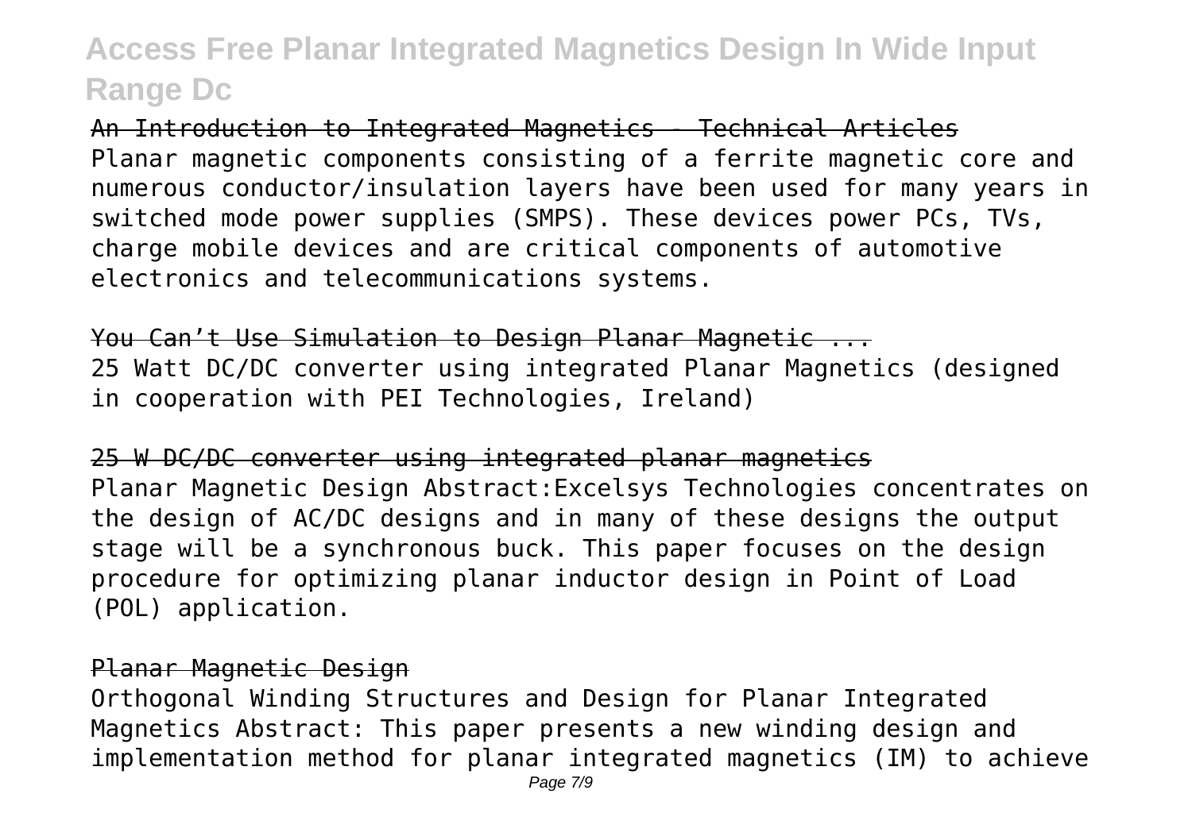An Introduction to Integrated Magnetics - Technical Articles

Planar magnetic components consisting of a ferrite magnetic core and numerous conductor/insulation layers have been used for many years in switched mode power supplies (SMPS). These devices power PCs, TVs, charge mobile devices and are critical components of automotive electronics and telecommunications systems.

You Can't Use Simulation to Design Planar Magnetic ...

25 Watt DC/DC converter using integrated Planar Magnetics (designed in cooperation with PEI Technologies, Ireland)

25 W DC/DC converter using integrated planar magnetics

Planar Magnetic Design Abstract:Excelsys Technologies concentrates on the design of AC/DC designs and in many of these designs the output stage will be a synchronous buck. This paper focuses on the design procedure for optimizing planar inductor design in Point of Load (POL) application.

Planar Magnetic Design

Orthogonal Winding Structures and Design for Planar Integrated Magnetics Abstract: This paper presents a new winding design and implementation method for planar integrated magnetics (IM) to achieve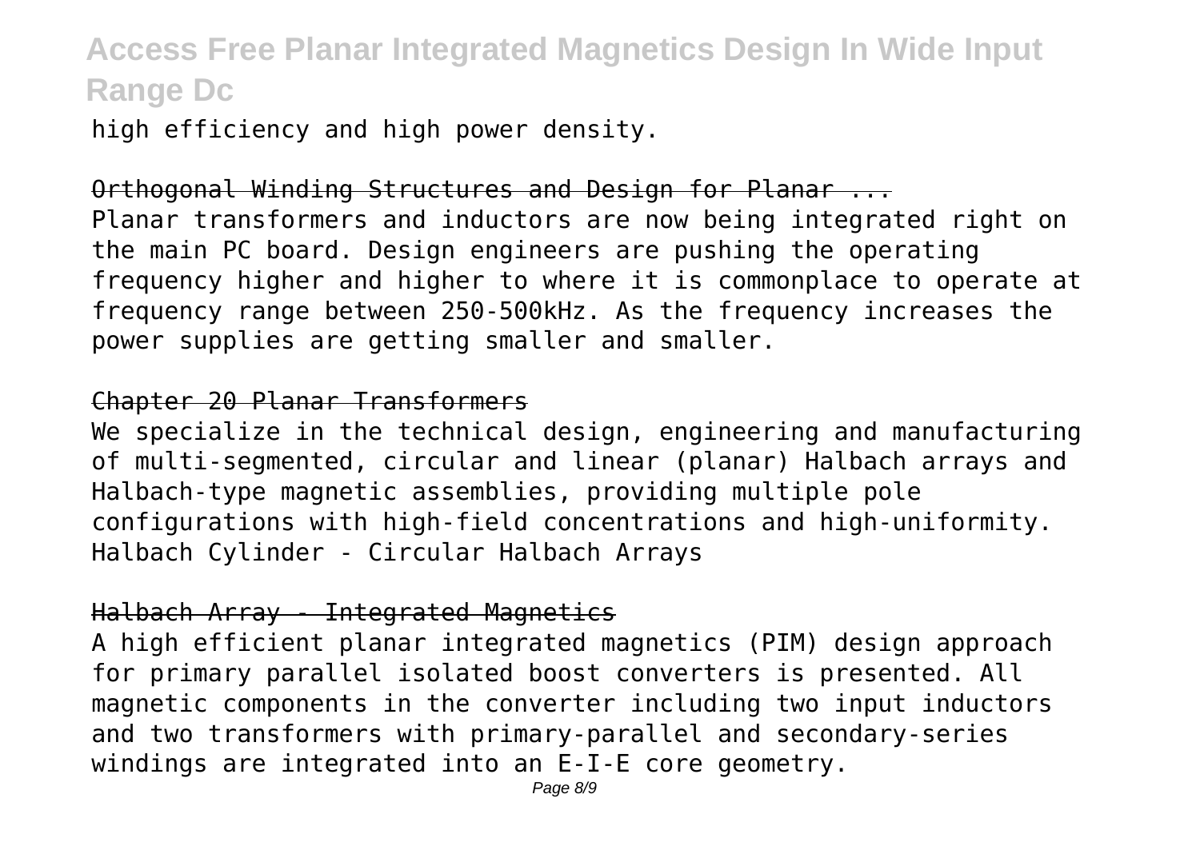high efficiency and high power density.

Orthogonal Winding Structures and Design for Planar ...

Planar transformers and inductors are now being integrated right on the main PC board. Design engineers are pushing the operating frequency higher and higher to where it is commonplace to operate at frequency range between 250-500kHz. As the frequency increases the power supplies are getting smaller and smaller.

Chapter 20 Planar Transformers

We specialize in the technical design, engineering and manufacturing of multi-segmented, circular and linear (planar) Halbach arrays and Halbach-type magnetic assemblies, providing multiple pole configurations with high-field concentrations and high-uniformity. Halbach Cylinder - Circular Halbach Arrays

Halbach Array - Integrated Magnetics

A high efficient planar integrated magnetics (PIM) design approach for primary parallel isolated boost converters is presented. All magnetic components in the converter including two input inductors and two transformers with primary-parallel and secondary-series windings are integrated into an E-I-E core geometry.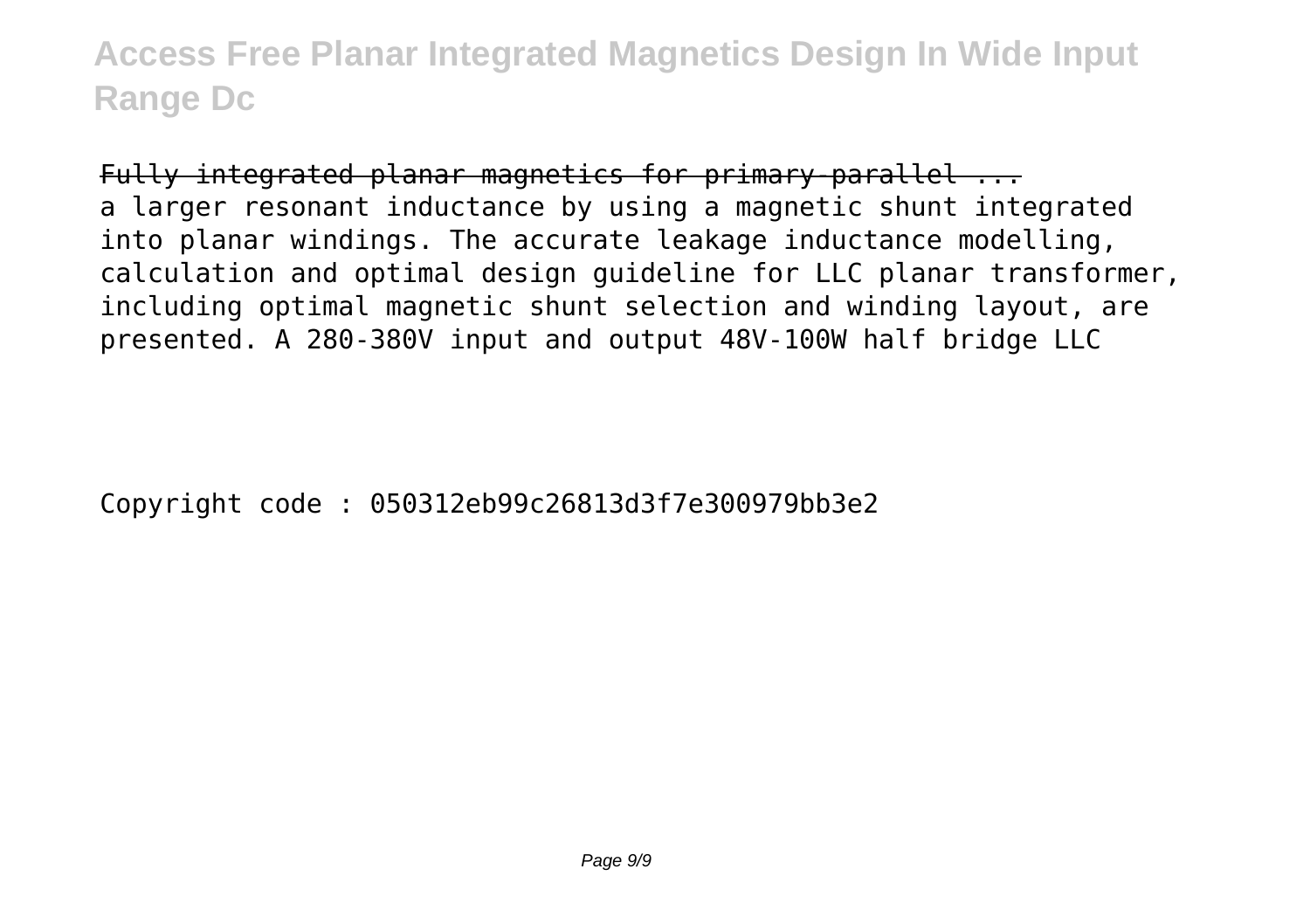Fully integrated planar magnetics for primary-parallel ...

a larger resonant inductance by using a magnetic shunt integrated into planar windings. The accurate leakage inductance modelling, calculation and optimal design guideline for LLC planar transformer, including optimal magnetic shunt selection and winding layout, are presented. A 280-380V input and output 48V-100W half bridge LLC

Copyright code : 050312eb99c26813d3f7e300979bb3e2